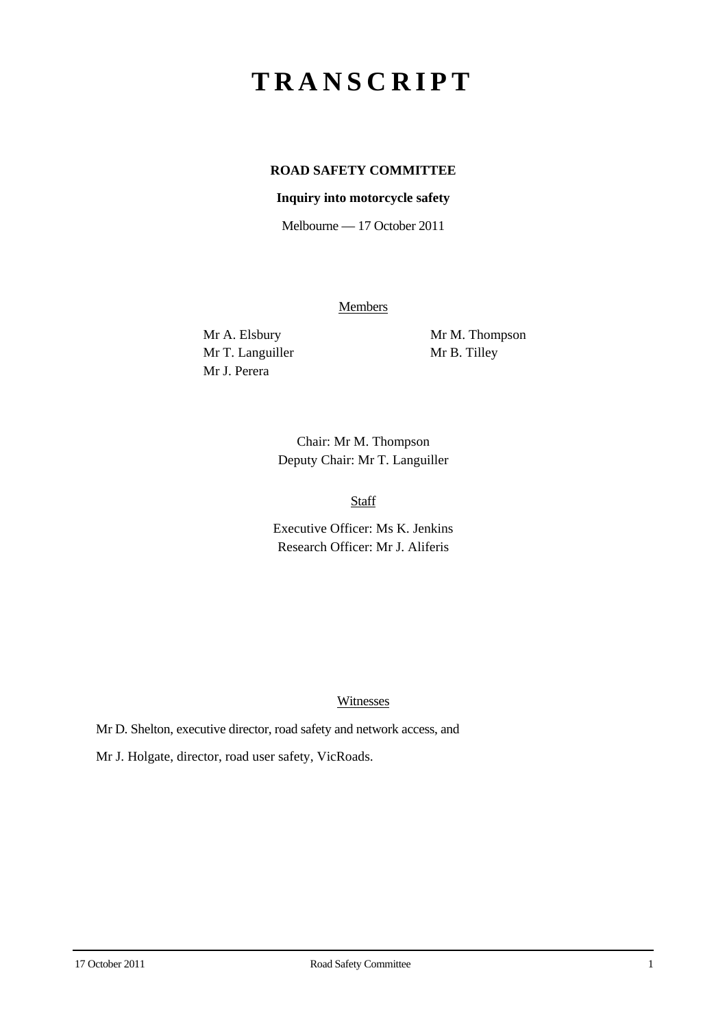# T R A N S C R I P T

**ROAD SAFETY COMMITTEE**

**Inquiry into motorcycle safety**

Melbourne — 17 October 2011

Members

Mr A. Elsbury
Mr T. Languiller
Mr J. Perera
Mr M. Thompson
Mr B. Tilley

Chair: Mr M. Thompson
Deputy Chair: Mr T. Languiller

Staff

Executive Officer: Ms K. Jenkins
Research Officer: Mr J. Aliferis

Witnesses

Mr D. Shelton, executive director, road safety and network access, and

Mr J. Holgate, director, road user safety, VicRoads.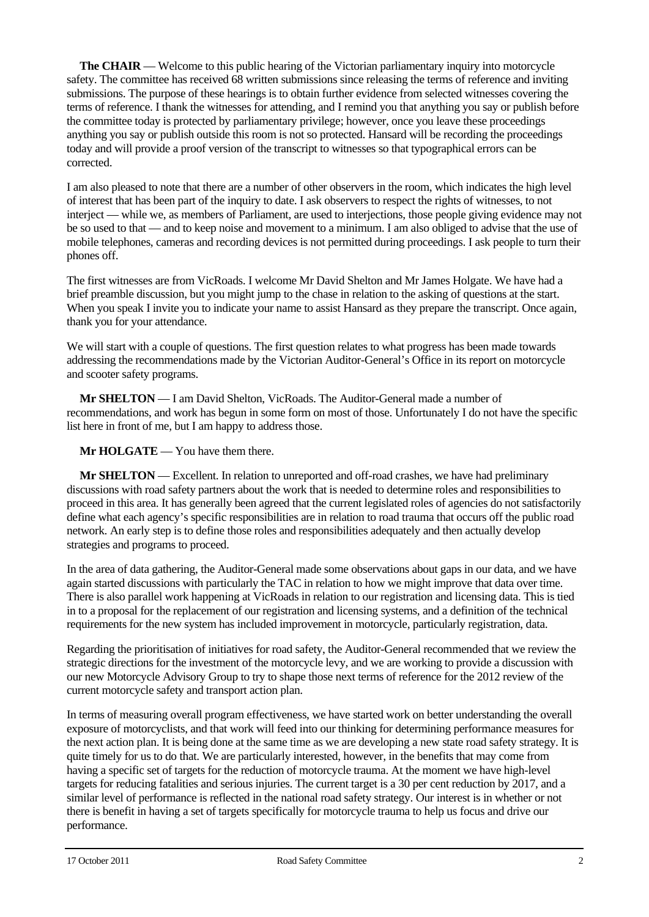**The CHAIR** — Welcome to this public hearing of the Victorian parliamentary inquiry into motorcycle safety. The committee has received 68 written submissions since releasing the terms of reference and inviting submissions. The purpose of these hearings is to obtain further evidence from selected witnesses covering the terms of reference. I thank the witnesses for attending, and I remind you that anything you say or publish before the committee today is protected by parliamentary privilege; however, once you leave these proceedings anything you say or publish outside this room is not so protected. Hansard will be recording the proceedings today and will provide a proof version of the transcript to witnesses so that typographical errors can be corrected.

I am also pleased to note that there are a number of other observers in the room, which indicates the high level of interest that has been part of the inquiry to date. I ask observers to respect the rights of witnesses, to not interject — while we, as members of Parliament, are used to interjections, those people giving evidence may not be so used to that — and to keep noise and movement to a minimum. I am also obliged to advise that the use of mobile telephones, cameras and recording devices is not permitted during proceedings. I ask people to turn their phones off.

The first witnesses are from VicRoads. I welcome Mr David Shelton and Mr James Holgate. We have had a brief preamble discussion, but you might jump to the chase in relation to the asking of questions at the start. When you speak I invite you to indicate your name to assist Hansard as they prepare the transcript. Once again, thank you for your attendance.

We will start with a couple of questions. The first question relates to what progress has been made towards addressing the recommendations made by the Victorian Auditor-General's Office in its report on motorcycle and scooter safety programs.

**Mr SHELTON** — I am David Shelton, VicRoads. The Auditor-General made a number of recommendations, and work has begun in some form on most of those. Unfortunately I do not have the specific list here in front of me, but I am happy to address those.

**Mr HOLGATE** — You have them there.

**Mr SHELTON** — Excellent. In relation to unreported and off-road crashes, we have had preliminary discussions with road safety partners about the work that is needed to determine roles and responsibilities to proceed in this area. It has generally been agreed that the current legislated roles of agencies do not satisfactorily define what each agency's specific responsibilities are in relation to road trauma that occurs off the public road network. An early step is to define those roles and responsibilities adequately and then actually develop strategies and programs to proceed.

In the area of data gathering, the Auditor-General made some observations about gaps in our data, and we have again started discussions with particularly the TAC in relation to how we might improve that data over time. There is also parallel work happening at VicRoads in relation to our registration and licensing data. This is tied in to a proposal for the replacement of our registration and licensing systems, and a definition of the technical requirements for the new system has included improvement in motorcycle, particularly registration, data.

Regarding the prioritisation of initiatives for road safety, the Auditor-General recommended that we review the strategic directions for the investment of the motorcycle levy, and we are working to provide a discussion with our new Motorcycle Advisory Group to try to shape those next terms of reference for the 2012 review of the current motorcycle safety and transport action plan.

In terms of measuring overall program effectiveness, we have started work on better understanding the overall exposure of motorcyclists, and that work will feed into our thinking for determining performance measures for the next action plan. It is being done at the same time as we are developing a new state road safety strategy. It is quite timely for us to do that. We are particularly interested, however, in the benefits that may come from having a specific set of targets for the reduction of motorcycle trauma. At the moment we have high-level targets for reducing fatalities and serious injuries. The current target is a 30 per cent reduction by 2017, and a similar level of performance is reflected in the national road safety strategy. Our interest is in whether or not there is benefit in having a set of targets specifically for motorcycle trauma to help us focus and drive our performance.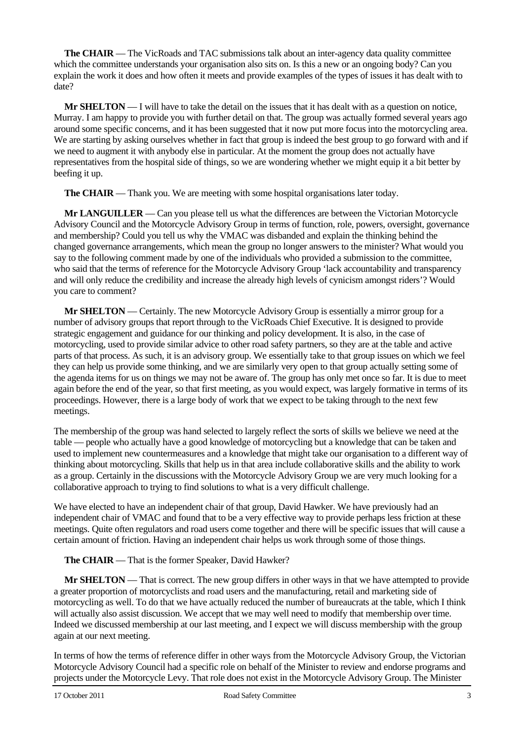**The CHAIR** — The VicRoads and TAC submissions talk about an inter-agency data quality committee which the committee understands your organisation also sits on. Is this a new or an ongoing body? Can you explain the work it does and how often it meets and provide examples of the types of issues it has dealt with to date?

**Mr SHELTON** — I will have to take the detail on the issues that it has dealt with as a question on notice, Murray. I am happy to provide you with further detail on that. The group was actually formed several years ago around some specific concerns, and it has been suggested that it now put more focus into the motorcycling area. We are starting by asking ourselves whether in fact that group is indeed the best group to go forward with and if we need to augment it with anybody else in particular. At the moment the group does not actually have representatives from the hospital side of things, so we are wondering whether we might equip it a bit better by beefing it up.

**The CHAIR** — Thank you. We are meeting with some hospital organisations later today.

**Mr LANGUILLER** — Can you please tell us what the differences are between the Victorian Motorcycle Advisory Council and the Motorcycle Advisory Group in terms of function, role, powers, oversight, governance and membership? Could you tell us why the VMAC was disbanded and explain the thinking behind the changed governance arrangements, which mean the group no longer answers to the minister? What would you say to the following comment made by one of the individuals who provided a submission to the committee, who said that the terms of reference for the Motorcycle Advisory Group 'lack accountability and transparency and will only reduce the credibility and increase the already high levels of cynicism amongst riders'? Would you care to comment?

**Mr SHELTON** — Certainly. The new Motorcycle Advisory Group is essentially a mirror group for a number of advisory groups that report through to the VicRoads Chief Executive. It is designed to provide strategic engagement and guidance for our thinking and policy development. It is also, in the case of motorcycling, used to provide similar advice to other road safety partners, so they are at the table and active parts of that process. As such, it is an advisory group. We essentially take to that group issues on which we feel they can help us provide some thinking, and we are similarly very open to that group actually setting some of the agenda items for us on things we may not be aware of. The group has only met once so far. It is due to meet again before the end of the year, so that first meeting, as you would expect, was largely formative in terms of its proceedings. However, there is a large body of work that we expect to be taking through to the next few meetings.

The membership of the group was hand selected to largely reflect the sorts of skills we believe we need at the table — people who actually have a good knowledge of motorcycling but a knowledge that can be taken and used to implement new countermeasures and a knowledge that might take our organisation to a different way of thinking about motorcycling. Skills that help us in that area include collaborative skills and the ability to work as a group. Certainly in the discussions with the Motorcycle Advisory Group we are very much looking for a collaborative approach to trying to find solutions to what is a very difficult challenge.

We have elected to have an independent chair of that group, David Hawker. We have previously had an independent chair of VMAC and found that to be a very effective way to provide perhaps less friction at these meetings. Quite often regulators and road users come together and there will be specific issues that will cause a certain amount of friction. Having an independent chair helps us work through some of those things.

**The CHAIR** — That is the former Speaker, David Hawker?

**Mr SHELTON** — That is correct. The new group differs in other ways in that we have attempted to provide a greater proportion of motorcyclists and road users and the manufacturing, retail and marketing side of motorcycling as well. To do that we have actually reduced the number of bureaucrats at the table, which I think will actually also assist discussion. We accept that we may well need to modify that membership over time. Indeed we discussed membership at our last meeting, and I expect we will discuss membership with the group again at our next meeting.

In terms of how the terms of reference differ in other ways from the Motorcycle Advisory Group, the Victorian Motorcycle Advisory Council had a specific role on behalf of the Minister to review and endorse programs and projects under the Motorcycle Levy. That role does not exist in the Motorcycle Advisory Group. The Minister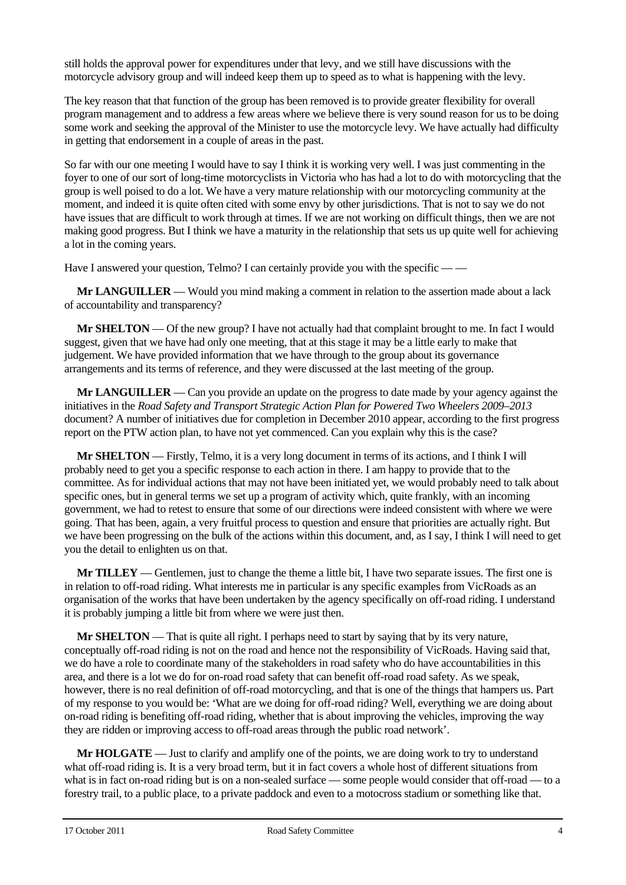still holds the approval power for expenditures under that levy, and we still have discussions with the motorcycle advisory group and will indeed keep them up to speed as to what is happening with the levy.

The key reason that that function of the group has been removed is to provide greater flexibility for overall program management and to address a few areas where we believe there is very sound reason for us to be doing some work and seeking the approval of the Minister to use the motorcycle levy. We have actually had difficulty in getting that endorsement in a couple of areas in the past.

So far with our one meeting I would have to say I think it is working very well. I was just commenting in the foyer to one of our sort of long-time motorcyclists in Victoria who has had a lot to do with motorcycling that the group is well poised to do a lot. We have a very mature relationship with our motorcycling community at the moment, and indeed it is quite often cited with some envy by other jurisdictions. That is not to say we do not have issues that are difficult to work through at times. If we are not working on difficult things, then we are not making good progress. But I think we have a maturity in the relationship that sets us up quite well for achieving a lot in the coming years.

Have I answered your question, Telmo? I can certainly provide you with the specific — —

**Mr LANGUILLER** — Would you mind making a comment in relation to the assertion made about a lack of accountability and transparency?

**Mr SHELTON** — Of the new group? I have not actually had that complaint brought to me. In fact I would suggest, given that we have had only one meeting, that at this stage it may be a little early to make that judgement. We have provided information that we have through to the group about its governance arrangements and its terms of reference, and they were discussed at the last meeting of the group.

**Mr LANGUILLER** — Can you provide an update on the progress to date made by your agency against the initiatives in the *Road Safety and Transport Strategic Action Plan for Powered Two Wheelers 2009–2013* document? A number of initiatives due for completion in December 2010 appear, according to the first progress report on the PTW action plan, to have not yet commenced. Can you explain why this is the case?

**Mr SHELTON** — Firstly, Telmo, it is a very long document in terms of its actions, and I think I will probably need to get you a specific response to each action in there. I am happy to provide that to the committee. As for individual actions that may not have been initiated yet, we would probably need to talk about specific ones, but in general terms we set up a program of activity which, quite frankly, with an incoming government, we had to retest to ensure that some of our directions were indeed consistent with where we were going. That has been, again, a very fruitful process to question and ensure that priorities are actually right. But we have been progressing on the bulk of the actions within this document, and, as I say, I think I will need to get you the detail to enlighten us on that.

**Mr TILLEY** — Gentlemen, just to change the theme a little bit, I have two separate issues. The first one is in relation to off-road riding. What interests me in particular is any specific examples from VicRoads as an organisation of the works that have been undertaken by the agency specifically on off-road riding. I understand it is probably jumping a little bit from where we were just then.

**Mr SHELTON** — That is quite all right. I perhaps need to start by saying that by its very nature, conceptually off-road riding is not on the road and hence not the responsibility of VicRoads. Having said that, we do have a role to coordinate many of the stakeholders in road safety who do have accountabilities in this area, and there is a lot we do for on-road road safety that can benefit off-road road safety. As we speak, however, there is no real definition of off-road motorcycling, and that is one of the things that hampers us. Part of my response to you would be: 'What are we doing for off-road riding? Well, everything we are doing about on-road riding is benefiting off-road riding, whether that is about improving the vehicles, improving the way they are ridden or improving access to off-road areas through the public road network'.

**Mr HOLGATE** — Just to clarify and amplify one of the points, we are doing work to try to understand what off-road riding is. It is a very broad term, but it in fact covers a whole host of different situations from what is in fact on-road riding but is on a non-sealed surface — some people would consider that off-road — to a forestry trail, to a public place, to a private paddock and even to a motocross stadium or something like that.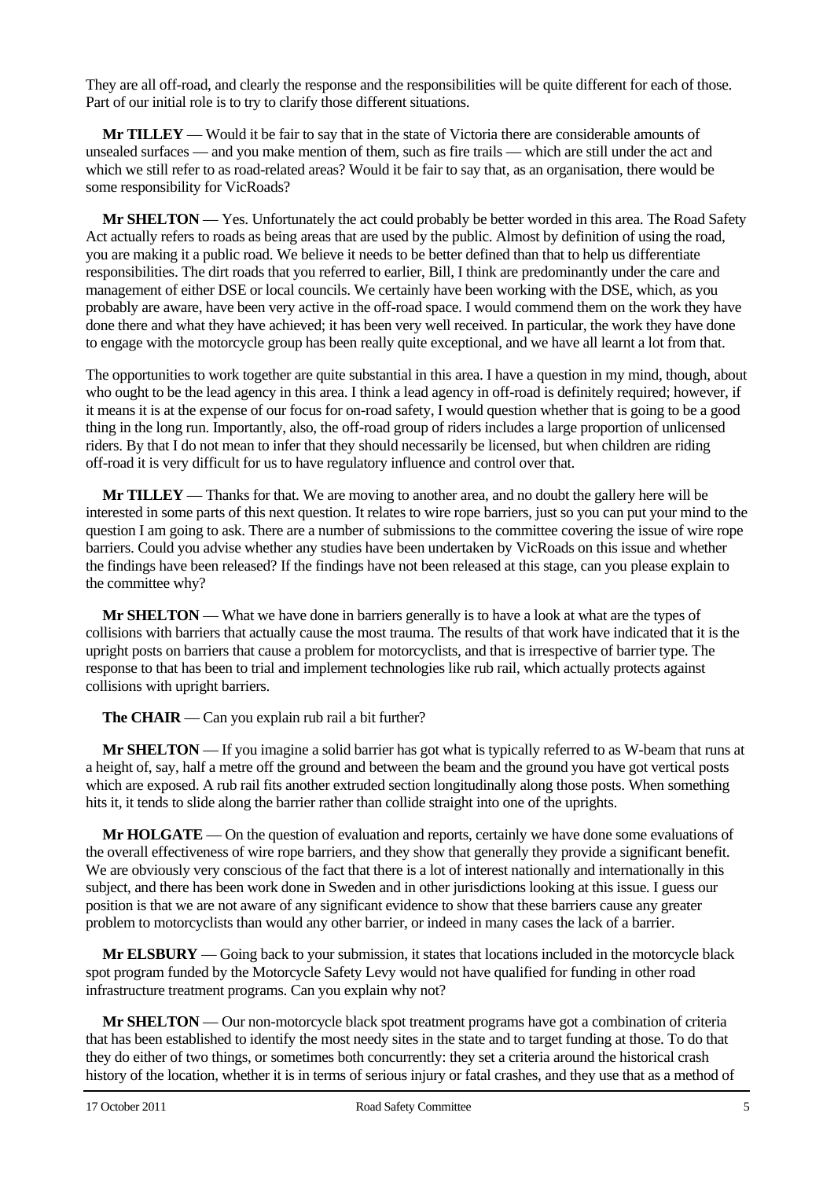They are all off-road, and clearly the response and the responsibilities will be quite different for each of those. Part of our initial role is to try to clarify those different situations.

**Mr TILLEY** — Would it be fair to say that in the state of Victoria there are considerable amounts of unsealed surfaces — and you make mention of them, such as fire trails — which are still under the act and which we still refer to as road-related areas? Would it be fair to say that, as an organisation, there would be some responsibility for VicRoads?

**Mr SHELTON** — Yes. Unfortunately the act could probably be better worded in this area. The Road Safety Act actually refers to roads as being areas that are used by the public. Almost by definition of using the road, you are making it a public road. We believe it needs to be better defined than that to help us differentiate responsibilities. The dirt roads that you referred to earlier, Bill, I think are predominantly under the care and management of either DSE or local councils. We certainly have been working with the DSE, which, as you probably are aware, have been very active in the off-road space. I would commend them on the work they have done there and what they have achieved; it has been very well received. In particular, the work they have done to engage with the motorcycle group has been really quite exceptional, and we have all learnt a lot from that.

The opportunities to work together are quite substantial in this area. I have a question in my mind, though, about who ought to be the lead agency in this area. I think a lead agency in off-road is definitely required; however, if it means it is at the expense of our focus for on-road safety, I would question whether that is going to be a good thing in the long run. Importantly, also, the off-road group of riders includes a large proportion of unlicensed riders. By that I do not mean to infer that they should necessarily be licensed, but when children are riding off-road it is very difficult for us to have regulatory influence and control over that.

**Mr TILLEY** — Thanks for that. We are moving to another area, and no doubt the gallery here will be interested in some parts of this next question. It relates to wire rope barriers, just so you can put your mind to the question I am going to ask. There are a number of submissions to the committee covering the issue of wire rope barriers. Could you advise whether any studies have been undertaken by VicRoads on this issue and whether the findings have been released? If the findings have not been released at this stage, can you please explain to the committee why?

**Mr SHELTON** — What we have done in barriers generally is to have a look at what are the types of collisions with barriers that actually cause the most trauma. The results of that work have indicated that it is the upright posts on barriers that cause a problem for motorcyclists, and that is irrespective of barrier type. The response to that has been to trial and implement technologies like rub rail, which actually protects against collisions with upright barriers.

**The CHAIR** — Can you explain rub rail a bit further?

**Mr SHELTON** — If you imagine a solid barrier has got what is typically referred to as W-beam that runs at a height of, say, half a metre off the ground and between the beam and the ground you have got vertical posts which are exposed. A rub rail fits another extruded section longitudinally along those posts. When something hits it, it tends to slide along the barrier rather than collide straight into one of the uprights.

**Mr HOLGATE** — On the question of evaluation and reports, certainly we have done some evaluations of the overall effectiveness of wire rope barriers, and they show that generally they provide a significant benefit. We are obviously very conscious of the fact that there is a lot of interest nationally and internationally in this subject, and there has been work done in Sweden and in other jurisdictions looking at this issue. I guess our position is that we are not aware of any significant evidence to show that these barriers cause any greater problem to motorcyclists than would any other barrier, or indeed in many cases the lack of a barrier.

**Mr ELSBURY** — Going back to your submission, it states that locations included in the motorcycle black spot program funded by the Motorcycle Safety Levy would not have qualified for funding in other road infrastructure treatment programs. Can you explain why not?

**Mr SHELTON** — Our non-motorcycle black spot treatment programs have got a combination of criteria that has been established to identify the most needy sites in the state and to target funding at those. To do that they do either of two things, or sometimes both concurrently: they set a criteria around the historical crash history of the location, whether it is in terms of serious injury or fatal crashes, and they use that as a method of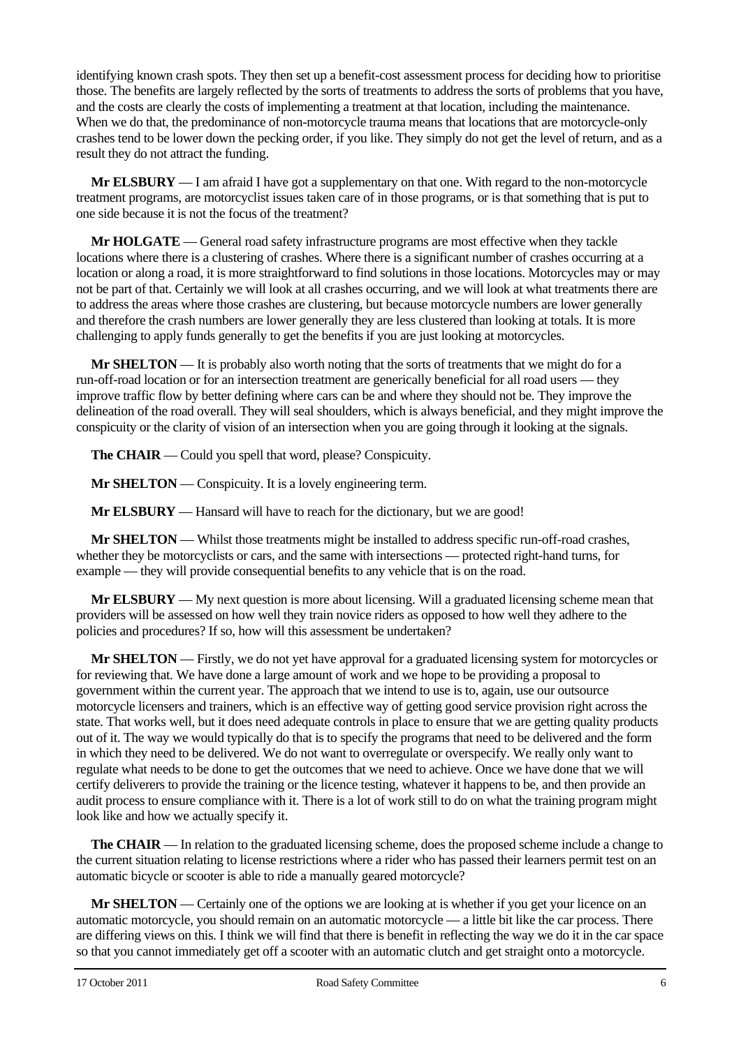identifying known crash spots. They then set up a benefit-cost assessment process for deciding how to prioritise those. The benefits are largely reflected by the sorts of treatments to address the sorts of problems that you have, and the costs are clearly the costs of implementing a treatment at that location, including the maintenance. When we do that, the predominance of non-motorcycle trauma means that locations that are motorcycle-only crashes tend to be lower down the pecking order, if you like. They simply do not get the level of return, and as a result they do not attract the funding.

**Mr ELSBURY** — I am afraid I have got a supplementary on that one. With regard to the non-motorcycle treatment programs, are motorcyclist issues taken care of in those programs, or is that something that is put to one side because it is not the focus of the treatment?

**Mr HOLGATE** — General road safety infrastructure programs are most effective when they tackle locations where there is a clustering of crashes. Where there is a significant number of crashes occurring at a location or along a road, it is more straightforward to find solutions in those locations. Motorcycles may or may not be part of that. Certainly we will look at all crashes occurring, and we will look at what treatments there are to address the areas where those crashes are clustering, but because motorcycle numbers are lower generally and therefore the crash numbers are lower generally they are less clustered than looking at totals. It is more challenging to apply funds generally to get the benefits if you are just looking at motorcycles.

**Mr SHELTON** — It is probably also worth noting that the sorts of treatments that we might do for a run-off-road location or for an intersection treatment are generically beneficial for all road users — they improve traffic flow by better defining where cars can be and where they should not be. They improve the delineation of the road overall. They will seal shoulders, which is always beneficial, and they might improve the conspicuity or the clarity of vision of an intersection when you are going through it looking at the signals.

**The CHAIR** — Could you spell that word, please? Conspicuity.

**Mr SHELTON** — Conspicuity. It is a lovely engineering term.

**Mr ELSBURY** — Hansard will have to reach for the dictionary, but we are good!

**Mr SHELTON** — Whilst those treatments might be installed to address specific run-off-road crashes, whether they be motorcyclists or cars, and the same with intersections — protected right-hand turns, for example — they will provide consequential benefits to any vehicle that is on the road.

**Mr ELSBURY** — My next question is more about licensing. Will a graduated licensing scheme mean that providers will be assessed on how well they train novice riders as opposed to how well they adhere to the policies and procedures? If so, how will this assessment be undertaken?

**Mr SHELTON** — Firstly, we do not yet have approval for a graduated licensing system for motorcycles or for reviewing that. We have done a large amount of work and we hope to be providing a proposal to government within the current year. The approach that we intend to use is to, again, use our outsource motorcycle licensers and trainers, which is an effective way of getting good service provision right across the state. That works well, but it does need adequate controls in place to ensure that we are getting quality products out of it. The way we would typically do that is to specify the programs that need to be delivered and the form in which they need to be delivered. We do not want to overregulate or overspecify. We really only want to regulate what needs to be done to get the outcomes that we need to achieve. Once we have done that we will certify deliverers to provide the training or the licence testing, whatever it happens to be, and then provide an audit process to ensure compliance with it. There is a lot of work still to do on what the training program might look like and how we actually specify it.

**The CHAIR** — In relation to the graduated licensing scheme, does the proposed scheme include a change to the current situation relating to license restrictions where a rider who has passed their learners permit test on an automatic bicycle or scooter is able to ride a manually geared motorcycle?

**Mr SHELTON** — Certainly one of the options we are looking at is whether if you get your licence on an automatic motorcycle, you should remain on an automatic motorcycle — a little bit like the car process. There are differing views on this. I think we will find that there is benefit in reflecting the way we do it in the car space so that you cannot immediately get off a scooter with an automatic clutch and get straight onto a motorcycle.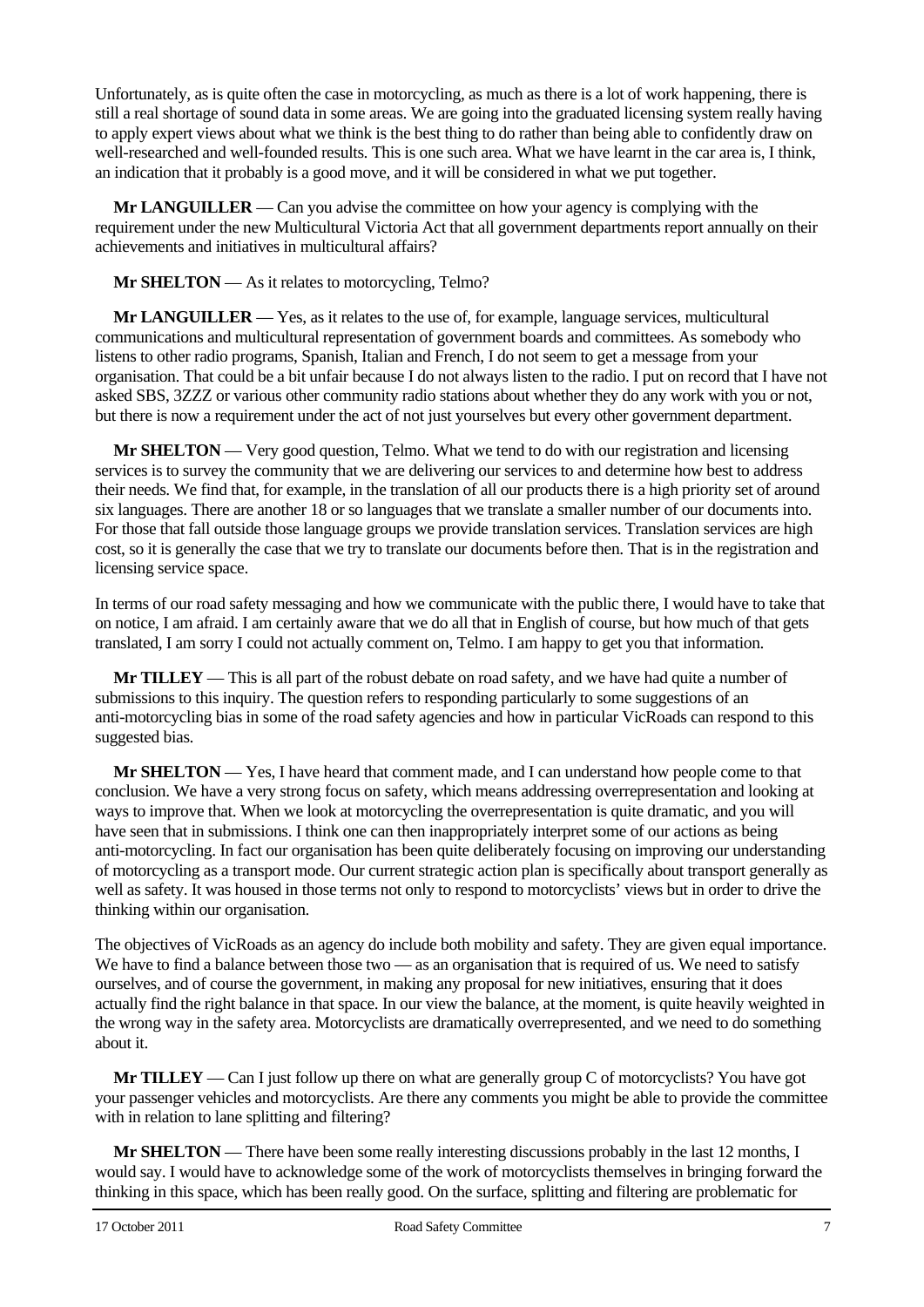Unfortunately, as is quite often the case in motorcycling, as much as there is a lot of work happening, there is still a real shortage of sound data in some areas. We are going into the graduated licensing system really having to apply expert views about what we think is the best thing to do rather than being able to confidently draw on well-researched and well-founded results. This is one such area. What we have learnt in the car area is, I think, an indication that it probably is a good move, and it will be considered in what we put together.

**Mr LANGUILLER** — Can you advise the committee on how your agency is complying with the requirement under the new Multicultural Victoria Act that all government departments report annually on their achievements and initiatives in multicultural affairs?

**Mr SHELTON** — As it relates to motorcycling, Telmo?

**Mr LANGUILLER** — Yes, as it relates to the use of, for example, language services, multicultural communications and multicultural representation of government boards and committees. As somebody who listens to other radio programs, Spanish, Italian and French, I do not seem to get a message from your organisation. That could be a bit unfair because I do not always listen to the radio. I put on record that I have not asked SBS, 3ZZZ or various other community radio stations about whether they do any work with you or not, but there is now a requirement under the act of not just yourselves but every other government department.

**Mr SHELTON** — Very good question, Telmo. What we tend to do with our registration and licensing services is to survey the community that we are delivering our services to and determine how best to address their needs. We find that, for example, in the translation of all our products there is a high priority set of around six languages. There are another 18 or so languages that we translate a smaller number of our documents into. For those that fall outside those language groups we provide translation services. Translation services are high cost, so it is generally the case that we try to translate our documents before then. That is in the registration and licensing service space.

In terms of our road safety messaging and how we communicate with the public there, I would have to take that on notice, I am afraid. I am certainly aware that we do all that in English of course, but how much of that gets translated, I am sorry I could not actually comment on, Telmo. I am happy to get you that information.

**Mr TILLEY** — This is all part of the robust debate on road safety, and we have had quite a number of submissions to this inquiry. The question refers to responding particularly to some suggestions of an anti-motorcycling bias in some of the road safety agencies and how in particular VicRoads can respond to this suggested bias.

**Mr SHELTON** — Yes, I have heard that comment made, and I can understand how people come to that conclusion. We have a very strong focus on safety, which means addressing overrepresentation and looking at ways to improve that. When we look at motorcycling the overrepresentation is quite dramatic, and you will have seen that in submissions. I think one can then inappropriately interpret some of our actions as being anti-motorcycling. In fact our organisation has been quite deliberately focusing on improving our understanding of motorcycling as a transport mode. Our current strategic action plan is specifically about transport generally as well as safety. It was housed in those terms not only to respond to motorcyclists' views but in order to drive the thinking within our organisation.

The objectives of VicRoads as an agency do include both mobility and safety. They are given equal importance. We have to find a balance between those two — as an organisation that is required of us. We need to satisfy ourselves, and of course the government, in making any proposal for new initiatives, ensuring that it does actually find the right balance in that space. In our view the balance, at the moment, is quite heavily weighted in the wrong way in the safety area. Motorcyclists are dramatically overrepresented, and we need to do something about it.

**Mr TILLEY** — Can I just follow up there on what are generally group C of motorcyclists? You have got your passenger vehicles and motorcyclists. Are there any comments you might be able to provide the committee with in relation to lane splitting and filtering?

**Mr SHELTON** — There have been some really interesting discussions probably in the last 12 months, I would say. I would have to acknowledge some of the work of motorcyclists themselves in bringing forward the thinking in this space, which has been really good. On the surface, splitting and filtering are problematic for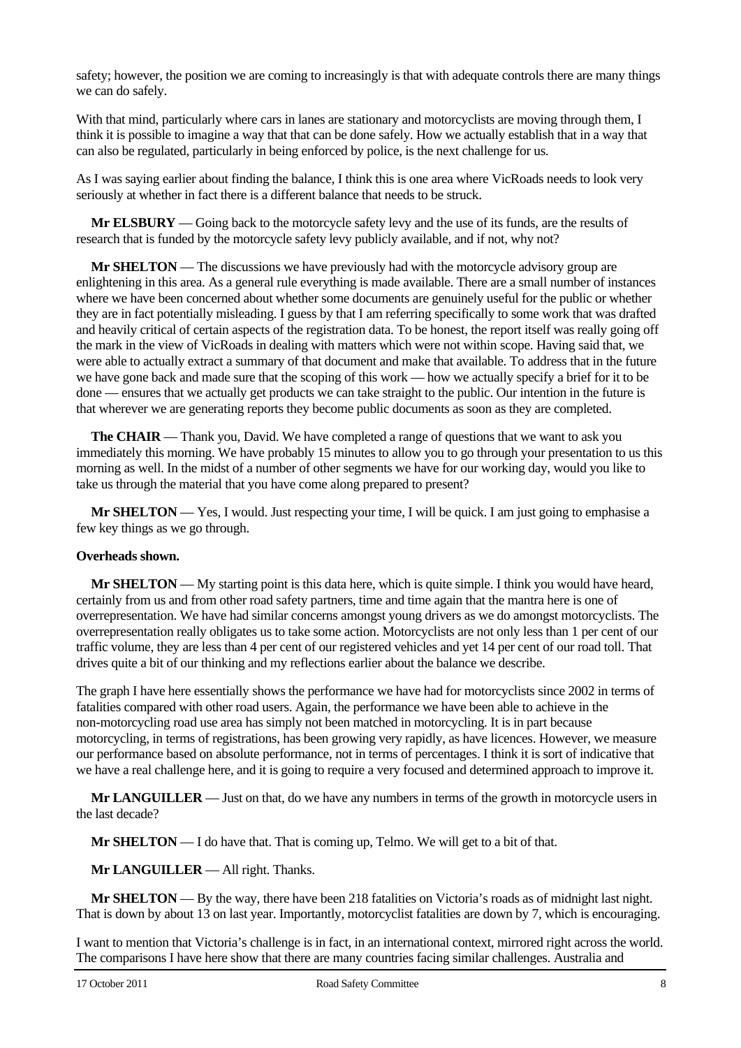safety; however, the position we are coming to increasingly is that with adequate controls there are many things we can do safely.

With that mind, particularly where cars in lanes are stationary and motorcyclists are moving through them, I think it is possible to imagine a way that that can be done safely. How we actually establish that in a way that can also be regulated, particularly in being enforced by police, is the next challenge for us.

As I was saying earlier about finding the balance, I think this is one area where VicRoads needs to look very seriously at whether in fact there is a different balance that needs to be struck.

**Mr ELSBURY** — Going back to the motorcycle safety levy and the use of its funds, are the results of research that is funded by the motorcycle safety levy publicly available, and if not, why not?

**Mr SHELTON** — The discussions we have previously had with the motorcycle advisory group are enlightening in this area. As a general rule everything is made available. There are a small number of instances where we have been concerned about whether some documents are genuinely useful for the public or whether they are in fact potentially misleading. I guess by that I am referring specifically to some work that was drafted and heavily critical of certain aspects of the registration data. To be honest, the report itself was really going off the mark in the view of VicRoads in dealing with matters which were not within scope. Having said that, we were able to actually extract a summary of that document and make that available. To address that in the future we have gone back and made sure that the scoping of this work — how we actually specify a brief for it to be done — ensures that we actually get products we can take straight to the public. Our intention in the future is that wherever we are generating reports they become public documents as soon as they are completed.

**The CHAIR** — Thank you, David. We have completed a range of questions that we want to ask you immediately this morning. We have probably 15 minutes to allow you to go through your presentation to us this morning as well. In the midst of a number of other segments we have for our working day, would you like to take us through the material that you have come along prepared to present?

**Mr SHELTON** — Yes, I would. Just respecting your time, I will be quick. I am just going to emphasise a few key things as we go through.

**Overheads shown.**

**Mr SHELTON** — My starting point is this data here, which is quite simple. I think you would have heard, certainly from us and from other road safety partners, time and time again that the mantra here is one of overrepresentation. We have had similar concerns amongst young drivers as we do amongst motorcyclists. The overrepresentation really obligates us to take some action. Motorcyclists are not only less than 1 per cent of our traffic volume, they are less than 4 per cent of our registered vehicles and yet 14 per cent of our road toll. That drives quite a bit of our thinking and my reflections earlier about the balance we describe.

The graph I have here essentially shows the performance we have had for motorcyclists since 2002 in terms of fatalities compared with other road users. Again, the performance we have been able to achieve in the non-motorcycling road use area has simply not been matched in motorcycling. It is in part because motorcycling, in terms of registrations, has been growing very rapidly, as have licences. However, we measure our performance based on absolute performance, not in terms of percentages. I think it is sort of indicative that we have a real challenge here, and it is going to require a very focused and determined approach to improve it.

**Mr LANGUILLER** — Just on that, do we have any numbers in terms of the growth in motorcycle users in the last decade?

**Mr SHELTON** — I do have that. That is coming up, Telmo. We will get to a bit of that.

**Mr LANGUILLER** — All right. Thanks.

**Mr SHELTON** — By the way, there have been 218 fatalities on Victoria's roads as of midnight last night. That is down by about 13 on last year. Importantly, motorcyclist fatalities are down by 7, which is encouraging.

I want to mention that Victoria's challenge is in fact, in an international context, mirrored right across the world. The comparisons I have here show that there are many countries facing similar challenges. Australia and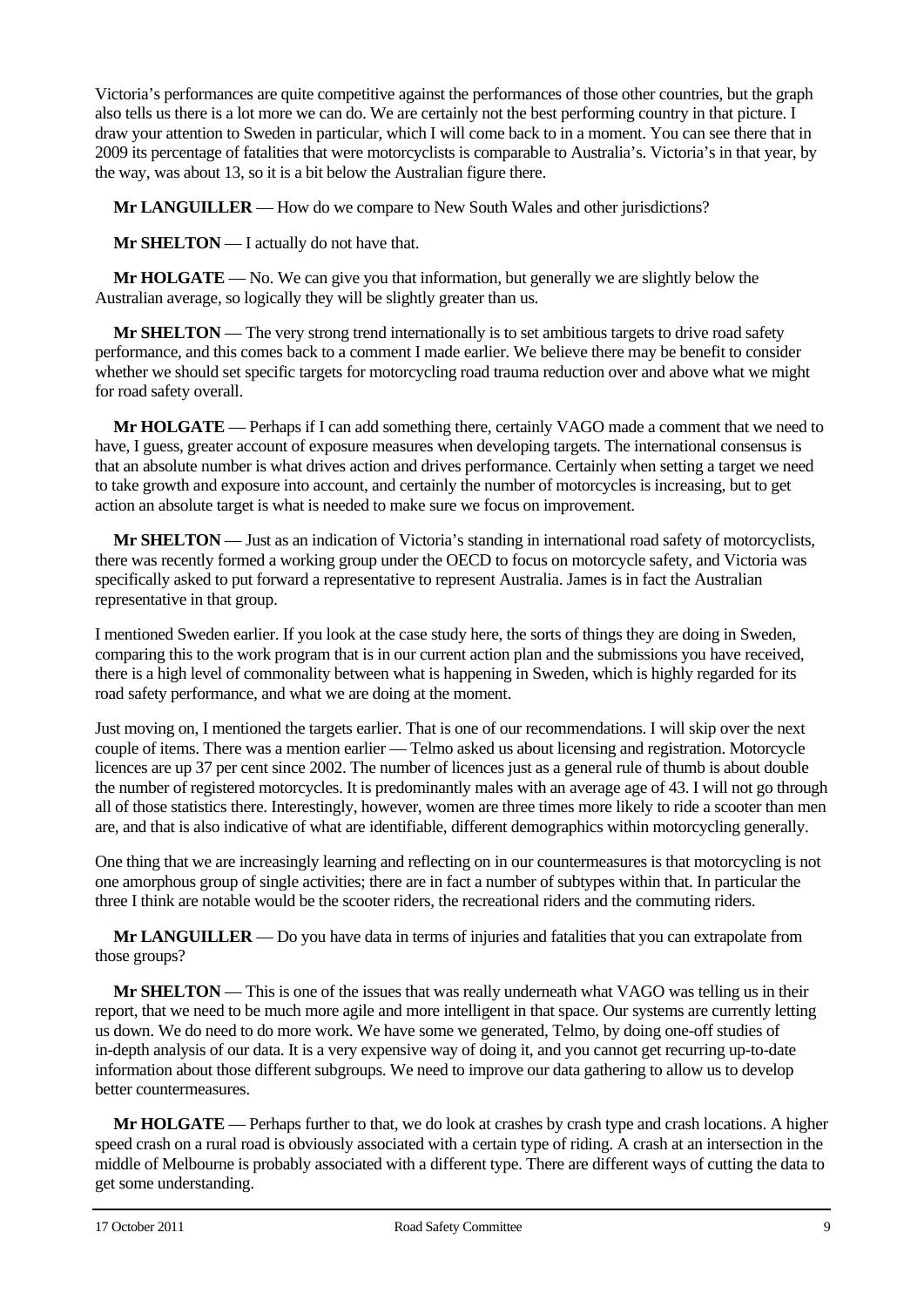Victoria's performances are quite competitive against the performances of those other countries, but the graph also tells us there is a lot more we can do. We are certainly not the best performing country in that picture. I draw your attention to Sweden in particular, which I will come back to in a moment. You can see there that in 2009 its percentage of fatalities that were motorcyclists is comparable to Australia's. Victoria's in that year, by the way, was about 13, so it is a bit below the Australian figure there.

**Mr LANGUILLER** — How do we compare to New South Wales and other jurisdictions?

**Mr SHELTON** — I actually do not have that.

**Mr HOLGATE** — No. We can give you that information, but generally we are slightly below the Australian average, so logically they will be slightly greater than us.

**Mr SHELTON** — The very strong trend internationally is to set ambitious targets to drive road safety performance, and this comes back to a comment I made earlier. We believe there may be benefit to consider whether we should set specific targets for motorcycling road trauma reduction over and above what we might for road safety overall.

**Mr HOLGATE** — Perhaps if I can add something there, certainly VAGO made a comment that we need to have, I guess, greater account of exposure measures when developing targets. The international consensus is that an absolute number is what drives action and drives performance. Certainly when setting a target we need to take growth and exposure into account, and certainly the number of motorcycles is increasing, but to get action an absolute target is what is needed to make sure we focus on improvement.

**Mr SHELTON** — Just as an indication of Victoria's standing in international road safety of motorcyclists, there was recently formed a working group under the OECD to focus on motorcycle safety, and Victoria was specifically asked to put forward a representative to represent Australia. James is in fact the Australian representative in that group.

I mentioned Sweden earlier. If you look at the case study here, the sorts of things they are doing in Sweden, comparing this to the work program that is in our current action plan and the submissions you have received, there is a high level of commonality between what is happening in Sweden, which is highly regarded for its road safety performance, and what we are doing at the moment.

Just moving on, I mentioned the targets earlier. That is one of our recommendations. I will skip over the next couple of items. There was a mention earlier — Telmo asked us about licensing and registration. Motorcycle licences are up 37 per cent since 2002. The number of licences just as a general rule of thumb is about double the number of registered motorcycles. It is predominantly males with an average age of 43. I will not go through all of those statistics there. Interestingly, however, women are three times more likely to ride a scooter than men are, and that is also indicative of what are identifiable, different demographics within motorcycling generally.

One thing that we are increasingly learning and reflecting on in our countermeasures is that motorcycling is not one amorphous group of single activities; there are in fact a number of subtypes within that. In particular the three I think are notable would be the scooter riders, the recreational riders and the commuting riders.

**Mr LANGUILLER** — Do you have data in terms of injuries and fatalities that you can extrapolate from those groups?

**Mr SHELTON** — This is one of the issues that was really underneath what VAGO was telling us in their report, that we need to be much more agile and more intelligent in that space. Our systems are currently letting us down. We do need to do more work. We have some we generated, Telmo, by doing one-off studies of in-depth analysis of our data. It is a very expensive way of doing it, and you cannot get recurring up-to-date information about those different subgroups. We need to improve our data gathering to allow us to develop better countermeasures.

**Mr HOLGATE** — Perhaps further to that, we do look at crashes by crash type and crash locations. A higher speed crash on a rural road is obviously associated with a certain type of riding. A crash at an intersection in the middle of Melbourne is probably associated with a different type. There are different ways of cutting the data to get some understanding.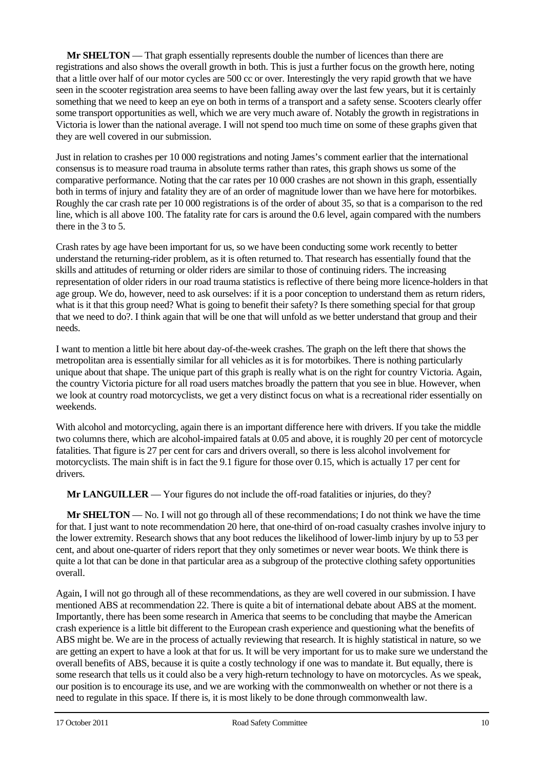**Mr SHELTON** — That graph essentially represents double the number of licences than there are registrations and also shows the overall growth in both. This is just a further focus on the growth here, noting that a little over half of our motor cycles are 500 cc or over. Interestingly the very rapid growth that we have seen in the scooter registration area seems to have been falling away over the last few years, but it is certainly something that we need to keep an eye on both in terms of a transport and a safety sense. Scooters clearly offer some transport opportunities as well, which we are very much aware of. Notably the growth in registrations in Victoria is lower than the national average. I will not spend too much time on some of these graphs given that they are well covered in our submission.

Just in relation to crashes per 10 000 registrations and noting James's comment earlier that the international consensus is to measure road trauma in absolute terms rather than rates, this graph shows us some of the comparative performance. Noting that the car rates per 10 000 crashes are not shown in this graph, essentially both in terms of injury and fatality they are of an order of magnitude lower than we have here for motorbikes. Roughly the car crash rate per 10 000 registrations is of the order of about 35, so that is a comparison to the red line, which is all above 100. The fatality rate for cars is around the 0.6 level, again compared with the numbers there in the 3 to 5.

Crash rates by age have been important for us, so we have been conducting some work recently to better understand the returning-rider problem, as it is often returned to. That research has essentially found that the skills and attitudes of returning or older riders are similar to those of continuing riders. The increasing representation of older riders in our road trauma statistics is reflective of there being more licence-holders in that age group. We do, however, need to ask ourselves: if it is a poor conception to understand them as return riders, what is it that this group need? What is going to benefit their safety? Is there something special for that group that we need to do?. I think again that will be one that will unfold as we better understand that group and their needs.

I want to mention a little bit here about day-of-the-week crashes. The graph on the left there that shows the metropolitan area is essentially similar for all vehicles as it is for motorbikes. There is nothing particularly unique about that shape. The unique part of this graph is really what is on the right for country Victoria. Again, the country Victoria picture for all road users matches broadly the pattern that you see in blue. However, when we look at country road motorcyclists, we get a very distinct focus on what is a recreational rider essentially on weekends.

With alcohol and motorcycling, again there is an important difference here with drivers. If you take the middle two columns there, which are alcohol-impaired fatals at 0.05 and above, it is roughly 20 per cent of motorcycle fatalities. That figure is 27 per cent for cars and drivers overall, so there is less alcohol involvement for motorcyclists. The main shift is in fact the 9.1 figure for those over 0.15, which is actually 17 per cent for drivers.

**Mr LANGUILLER** — Your figures do not include the off-road fatalities or injuries, do they?

**Mr SHELTON** — No. I will not go through all of these recommendations; I do not think we have the time for that. I just want to note recommendation 20 here, that one-third of on-road casualty crashes involve injury to the lower extremity. Research shows that any boot reduces the likelihood of lower-limb injury by up to 53 per cent, and about one-quarter of riders report that they only sometimes or never wear boots. We think there is quite a lot that can be done in that particular area as a subgroup of the protective clothing safety opportunities overall.

Again, I will not go through all of these recommendations, as they are well covered in our submission. I have mentioned ABS at recommendation 22. There is quite a bit of international debate about ABS at the moment. Importantly, there has been some research in America that seems to be concluding that maybe the American crash experience is a little bit different to the European crash experience and questioning what the benefits of ABS might be. We are in the process of actually reviewing that research. It is highly statistical in nature, so we are getting an expert to have a look at that for us. It will be very important for us to make sure we understand the overall benefits of ABS, because it is quite a costly technology if one was to mandate it. But equally, there is some research that tells us it could also be a very high-return technology to have on motorcycles. As we speak, our position is to encourage its use, and we are working with the commonwealth on whether or not there is a need to regulate in this space. If there is, it is most likely to be done through commonwealth law.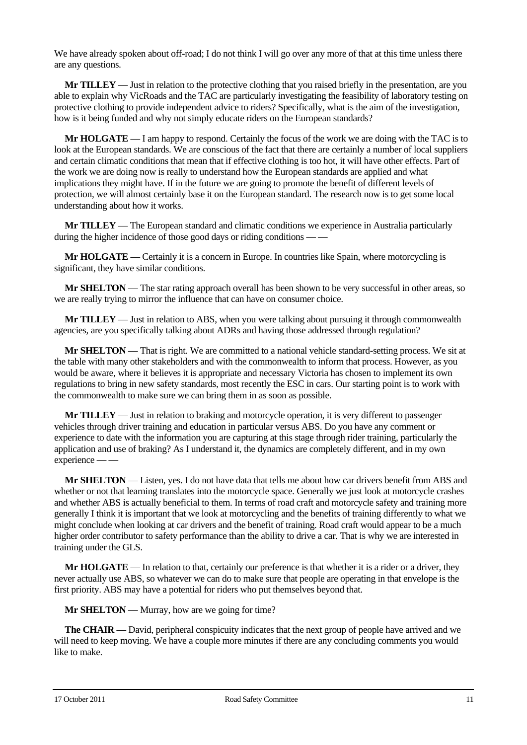We have already spoken about off-road; I do not think I will go over any more of that at this time unless there are any questions.

**Mr TILLEY** — Just in relation to the protective clothing that you raised briefly in the presentation, are you able to explain why VicRoads and the TAC are particularly investigating the feasibility of laboratory testing on protective clothing to provide independent advice to riders? Specifically, what is the aim of the investigation, how is it being funded and why not simply educate riders on the European standards?

**Mr HOLGATE** — I am happy to respond. Certainly the focus of the work we are doing with the TAC is to look at the European standards. We are conscious of the fact that there are certainly a number of local suppliers and certain climatic conditions that mean that if effective clothing is too hot, it will have other effects. Part of the work we are doing now is really to understand how the European standards are applied and what implications they might have. If in the future we are going to promote the benefit of different levels of protection, we will almost certainly base it on the European standard. The research now is to get some local understanding about how it works.

**Mr TILLEY** — The European standard and climatic conditions we experience in Australia particularly during the higher incidence of those good days or riding conditions — —

**Mr HOLGATE** — Certainly it is a concern in Europe. In countries like Spain, where motorcycling is significant, they have similar conditions.

**Mr SHELTON** — The star rating approach overall has been shown to be very successful in other areas, so we are really trying to mirror the influence that can have on consumer choice.

**Mr TILLEY** — Just in relation to ABS, when you were talking about pursuing it through commonwealth agencies, are you specifically talking about ADRs and having those addressed through regulation?

**Mr SHELTON** — That is right. We are committed to a national vehicle standard-setting process. We sit at the table with many other stakeholders and with the commonwealth to inform that process. However, as you would be aware, where it believes it is appropriate and necessary Victoria has chosen to implement its own regulations to bring in new safety standards, most recently the ESC in cars. Our starting point is to work with the commonwealth to make sure we can bring them in as soon as possible.

**Mr TILLEY** — Just in relation to braking and motorcycle operation, it is very different to passenger vehicles through driver training and education in particular versus ABS. Do you have any comment or experience to date with the information you are capturing at this stage through rider training, particularly the application and use of braking? As I understand it, the dynamics are completely different, and in my own experience — —

**Mr SHELTON** — Listen, yes. I do not have data that tells me about how car drivers benefit from ABS and whether or not that learning translates into the motorcycle space. Generally we just look at motorcycle crashes and whether ABS is actually beneficial to them. In terms of road craft and motorcycle safety and training more generally I think it is important that we look at motorcycling and the benefits of training differently to what we might conclude when looking at car drivers and the benefit of training. Road craft would appear to be a much higher order contributor to safety performance than the ability to drive a car. That is why we are interested in training under the GLS.

**Mr HOLGATE** — In relation to that, certainly our preference is that whether it is a rider or a driver, they never actually use ABS, so whatever we can do to make sure that people are operating in that envelope is the first priority. ABS may have a potential for riders who put themselves beyond that.

**Mr SHELTON** — Murray, how are we going for time?

**The CHAIR** — David, peripheral conspicuity indicates that the next group of people have arrived and we will need to keep moving. We have a couple more minutes if there are any concluding comments you would like to make.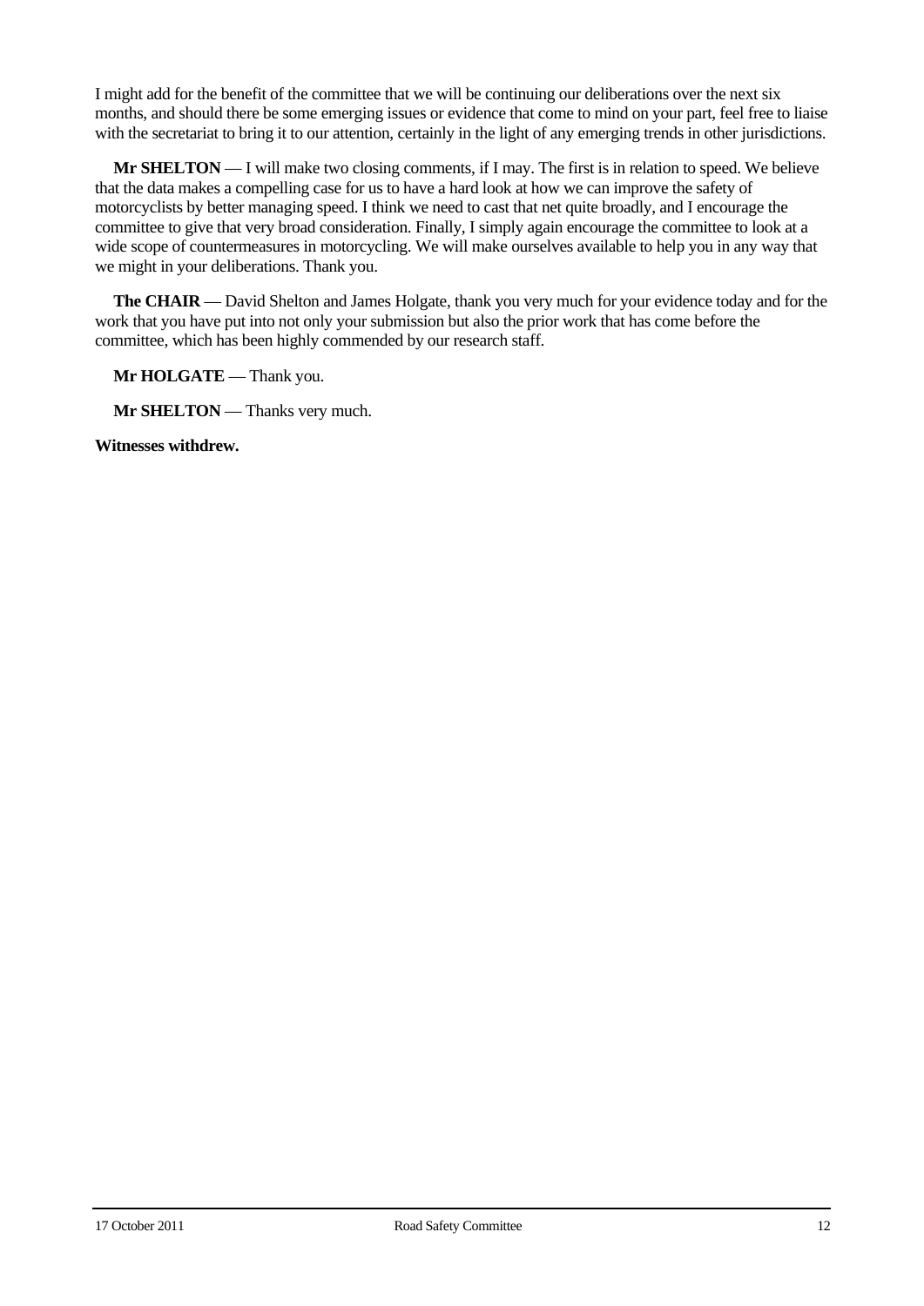I might add for the benefit of the committee that we will be continuing our deliberations over the next six months, and should there be some emerging issues or evidence that come to mind on your part, feel free to liaise with the secretariat to bring it to our attention, certainly in the light of any emerging trends in other jurisdictions.

**Mr SHELTON** — I will make two closing comments, if I may. The first is in relation to speed. We believe that the data makes a compelling case for us to have a hard look at how we can improve the safety of motorcyclists by better managing speed. I think we need to cast that net quite broadly, and I encourage the committee to give that very broad consideration. Finally, I simply again encourage the committee to look at a wide scope of countermeasures in motorcycling. We will make ourselves available to help you in any way that we might in your deliberations. Thank you.

**The CHAIR** — David Shelton and James Holgate, thank you very much for your evidence today and for the work that you have put into not only your submission but also the prior work that has come before the committee, which has been highly commended by our research staff.

**Mr HOLGATE** — Thank you.

**Mr SHELTON** — Thanks very much.

**Witnesses withdrew.**